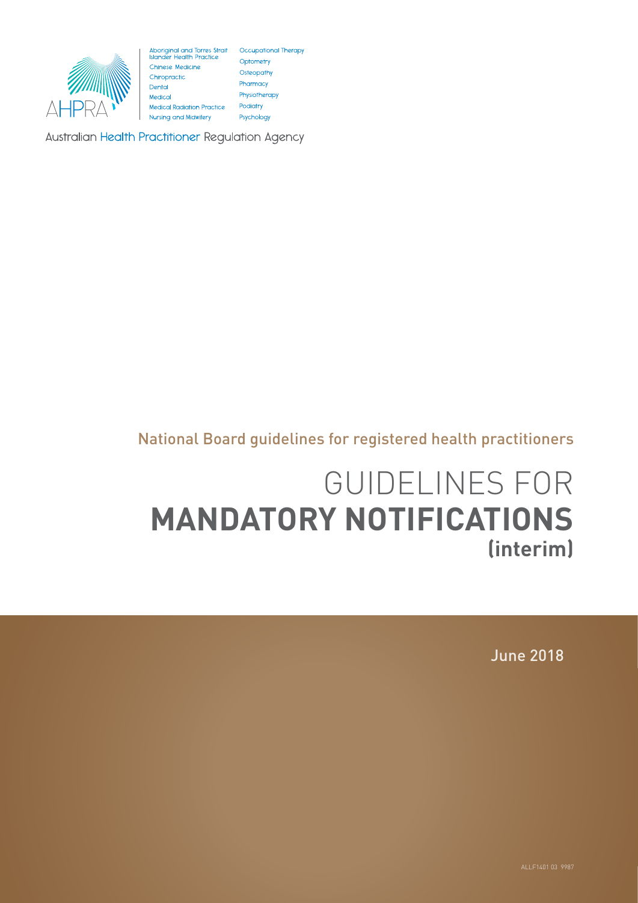Aboriginal and Torres Strait Islander Health Practice
Chinese Medicine
Chiropractic
Dental
Medical
Medical Radiation Practice
Nursing and Midwifery
Occupational Therapy
Optometry
Osteopathy
Pharmacy
Physiotherapy
Podiatry
Psychology

AHPRA

Australian Health Practitioner Regulation Agency

National Board guidelines for registered health practitioners

# GUIDELINES FOR **MANDATORY NOTIFICATIONS** (interim)

June 2018

ALLF1401 03 9987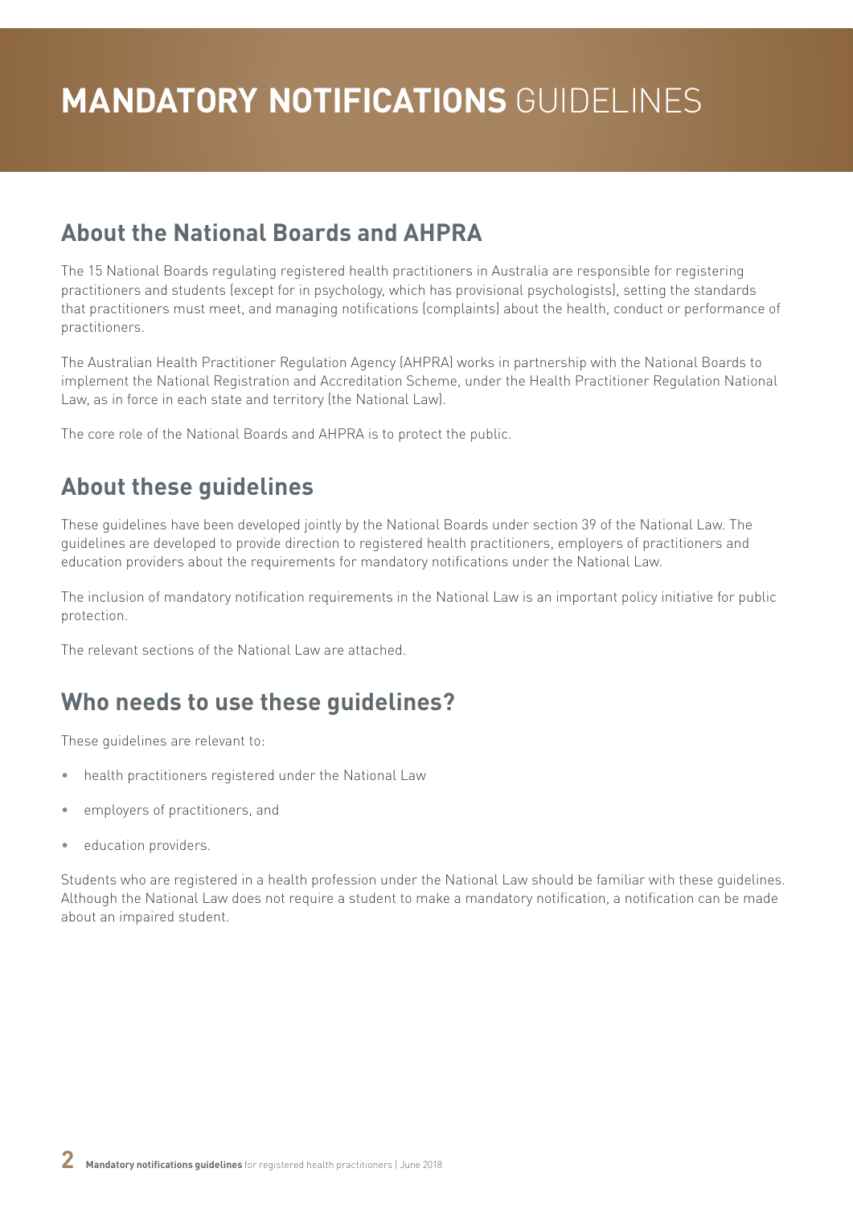# **MANDATORY NOTIFICATIONS** GUIDELINES

## About the National Boards and AHPRA

The 15 National Boards regulating registered health practitioners in Australia are responsible for registering practitioners and students (except for in psychology, which has provisional psychologists), setting the standards that practitioners must meet, and managing notifications (complaints) about the health, conduct or performance of practitioners.

The Australian Health Practitioner Regulation Agency (AHPRA) works in partnership with the National Boards to implement the National Registration and Accreditation Scheme, under the Health Practitioner Regulation National Law, as in force in each state and territory (the National Law).

The core role of the National Boards and AHPRA is to protect the public.

## About these guidelines

These guidelines have been developed jointly by the National Boards under section 39 of the National Law. The guidelines are developed to provide direction to registered health practitioners, employers of practitioners and education providers about the requirements for mandatory notifications under the National Law.

The inclusion of mandatory notification requirements in the National Law is an important policy initiative for public protection.

The relevant sections of the National Law are attached.

## Who needs to use these guidelines?

These guidelines are relevant to:

- health practitioners registered under the National Law
- employers of practitioners, and
- education providers.

Students who are registered in a health profession under the National Law should be familiar with these guidelines. Although the National Law does not require a student to make a mandatory notification, a notification can be made about an impaired student.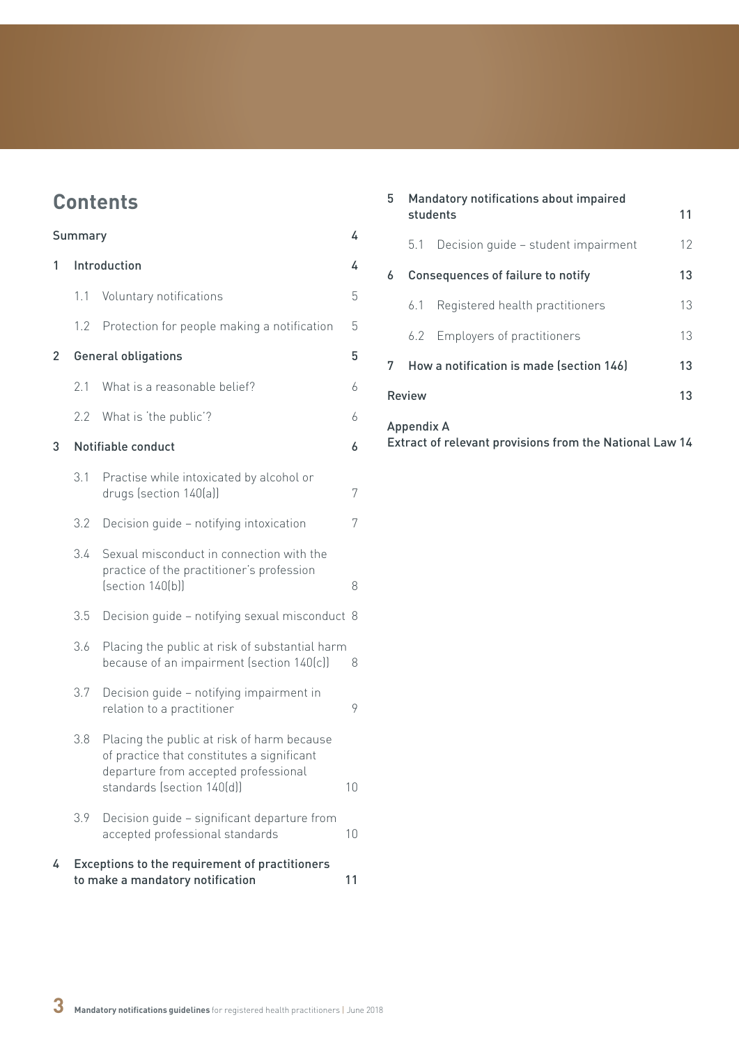# Contents

| | | |
|---|---|---|
| **Summary** | | 4 |
| **1** | **Introduction** | **4** |
| | 1.1 Voluntary notifications | 5 |
| | 1.2 Protection for people making a notification | 5 |
| **2** | **General obligations** | **5** |
| | 2.1 What is a reasonable belief? | 6 |
| | 2.2 What is 'the public'? | 6 |
| **3** | **Notifiable conduct** | **6** |
| | 3.1 Practise while intoxicated by alcohol or drugs (section 140(a)) | 7 |
| | 3.2 Decision guide – notifying intoxication | 7 |
| | 3.4 Sexual misconduct in connection with the practice of the practitioner's profession (section 140(b)) | 8 |
| | 3.5 Decision guide – notifying sexual misconduct | 8 |
| | 3.6 Placing the public at risk of substantial harm because of an impairment (section 140(c)) | 8 |
| | 3.7 Decision guide – notifying impairment in relation to a practitioner | 9 |
| | 3.8 Placing the public at risk of harm because of practice that constitutes a significant departure from accepted professional standards (section 140(d)) | 10 |
| | 3.9 Decision guide – significant departure from accepted professional standards | 10 |
| **4** | **Exceptions to the requirement of practitioners to make a mandatory notification** | **11** |
| **5** | **Mandatory notifications about impaired students** | **11** |
| | 5.1 Decision guide – student impairment | 12 |
| **6** | **Consequences of failure to notify** | **13** |
| | 6.1 Registered health practitioners | 13 |
| | 6.2 Employers of practitioners | 13 |
| **7** | **How a notification is made (section 146)** | **13** |
| **Review** | | **13** |
| **Appendix A** Extract of relevant provisions from the National Law | | **14** |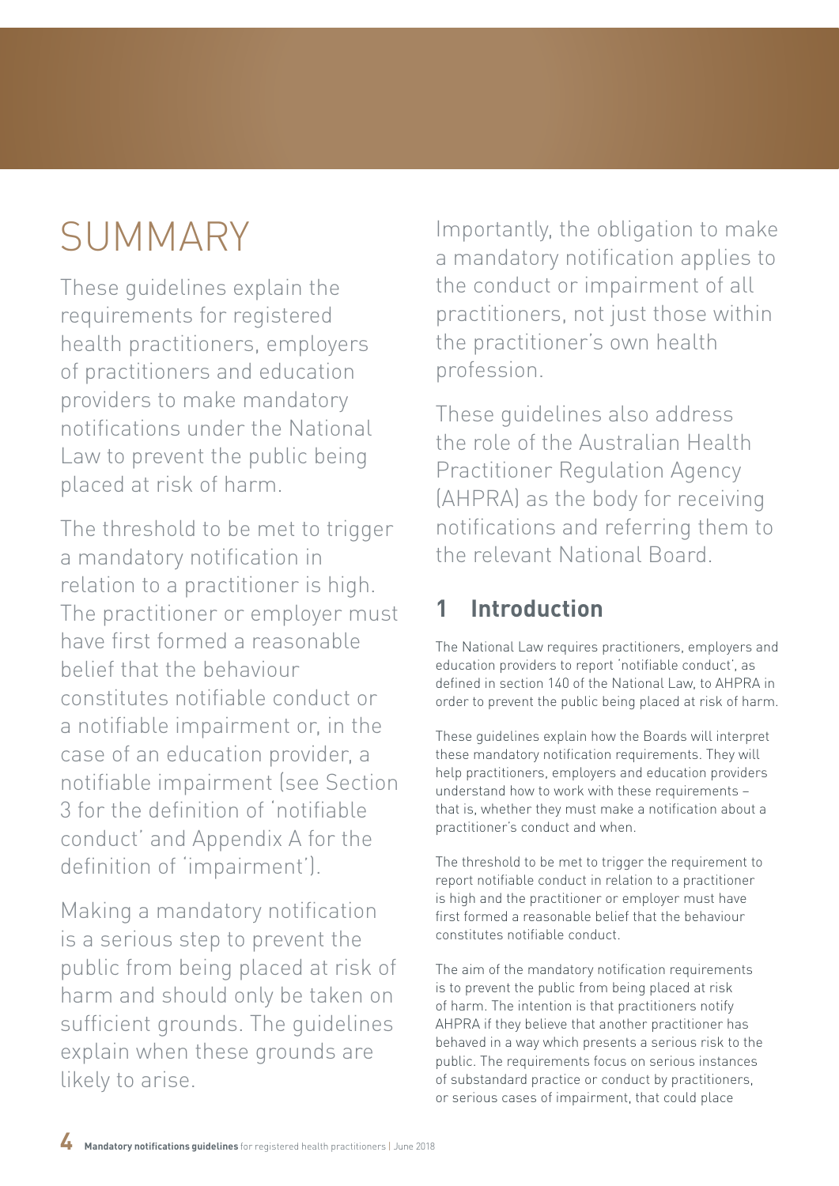# SUMMARY

These guidelines explain the requirements for registered health practitioners, employers of practitioners and education providers to make mandatory notifications under the National Law to prevent the public being placed at risk of harm.

The threshold to be met to trigger a mandatory notification in relation to a practitioner is high. The practitioner or employer must have first formed a reasonable belief that the behaviour constitutes notifiable conduct or a notifiable impairment or, in the case of an education provider, a notifiable impairment (see Section 3 for the definition of 'notifiable conduct' and Appendix A for the definition of 'impairment').

Making a mandatory notification is a serious step to prevent the public from being placed at risk of harm and should only be taken on sufficient grounds. The guidelines explain when these grounds are likely to arise.

Importantly, the obligation to make a mandatory notification applies to the conduct or impairment of all practitioners, not just those within the practitioner's own health profession.

These guidelines also address the role of the Australian Health Practitioner Regulation Agency (AHPRA) as the body for receiving notifications and referring them to the relevant National Board.

## 1 Introduction

The National Law requires practitioners, employers and education providers to report 'notifiable conduct', as defined in section 140 of the National Law, to AHPRA in order to prevent the public being placed at risk of harm.

These guidelines explain how the Boards will interpret these mandatory notification requirements. They will help practitioners, employers and education providers understand how to work with these requirements – that is, whether they must make a notification about a practitioner's conduct and when.

The threshold to be met to trigger the requirement to report notifiable conduct in relation to a practitioner is high and the practitioner or employer must have first formed a reasonable belief that the behaviour constitutes notifiable conduct.

The aim of the mandatory notification requirements is to prevent the public from being placed at risk of harm. The intention is that practitioners notify AHPRA if they believe that another practitioner has behaved in a way which presents a serious risk to the public. The requirements focus on serious instances of substandard practice or conduct by practitioners, or serious cases of impairment, that could place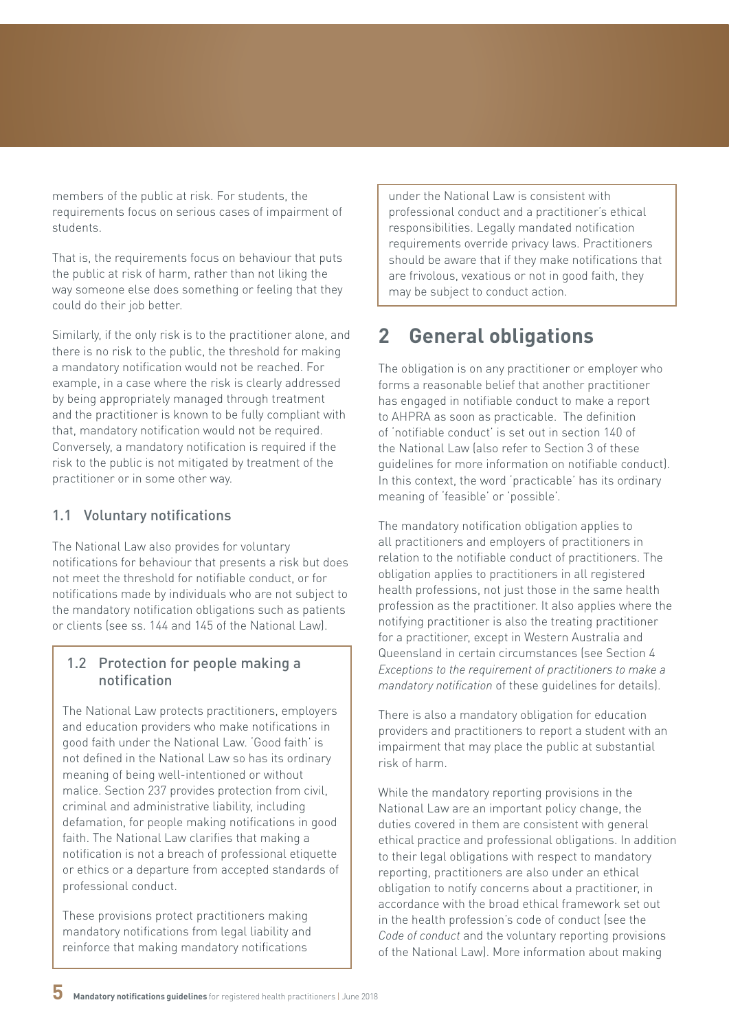members of the public at risk. For students, the requirements focus on serious cases of impairment of students.

That is, the requirements focus on behaviour that puts the public at risk of harm, rather than not liking the way someone else does something or feeling that they could do their job better.

Similarly, if the only risk is to the practitioner alone, and there is no risk to the public, the threshold for making a mandatory notification would not be reached. For example, in a case where the risk is clearly addressed by being appropriately managed through treatment and the practitioner is known to be fully compliant with that, mandatory notification would not be required. Conversely, a mandatory notification is required if the risk to the public is not mitigated by treatment of the practitioner or in some other way.

### 1.1 Voluntary notifications

The National Law also provides for voluntary notifications for behaviour that presents a risk but does not meet the threshold for notifiable conduct, or for notifications made by individuals who are not subject to the mandatory notification obligations such as patients or clients (see ss. 144 and 145 of the National Law).

### 1.2 Protection for people making a notification

The National Law protects practitioners, employers and education providers who make notifications in good faith under the National Law. 'Good faith' is not defined in the National Law so has its ordinary meaning of being well-intentioned or without malice. Section 237 provides protection from civil, criminal and administrative liability, including defamation, for people making notifications in good faith. The National Law clarifies that making a notification is not a breach of professional etiquette or ethics or a departure from accepted standards of professional conduct.

These provisions protect practitioners making mandatory notifications from legal liability and reinforce that making mandatory notifications under the National Law is consistent with professional conduct and a practitioner's ethical responsibilities. Legally mandated notification requirements override privacy laws. Practitioners should be aware that if they make notifications that are frivolous, vexatious or not in good faith, they may be subject to conduct action.

## 2 General obligations

The obligation is on any practitioner or employer who forms a reasonable belief that another practitioner has engaged in notifiable conduct to make a report to AHPRA as soon as practicable. The definition of 'notifiable conduct' is set out in section 140 of the National Law (also refer to Section 3 of these guidelines for more information on notifiable conduct). In this context, the word 'practicable' has its ordinary meaning of 'feasible' or 'possible'.

The mandatory notification obligation applies to all practitioners and employers of practitioners in relation to the notifiable conduct of practitioners. The obligation applies to practitioners in all registered health professions, not just those in the same health profession as the practitioner. It also applies where the notifying practitioner is also the treating practitioner for a practitioner, except in Western Australia and Queensland in certain circumstances (see Section 4 *Exceptions to the requirement of practitioners to make a mandatory notification* of these guidelines for details).

There is also a mandatory obligation for education providers and practitioners to report a student with an impairment that may place the public at substantial risk of harm.

While the mandatory reporting provisions in the National Law are an important policy change, the duties covered in them are consistent with general ethical practice and professional obligations. In addition to their legal obligations with respect to mandatory reporting, practitioners are also under an ethical obligation to notify concerns about a practitioner, in accordance with the broad ethical framework set out in the health profession's code of conduct (see the *Code of conduct* and the voluntary reporting provisions of the National Law). More information about making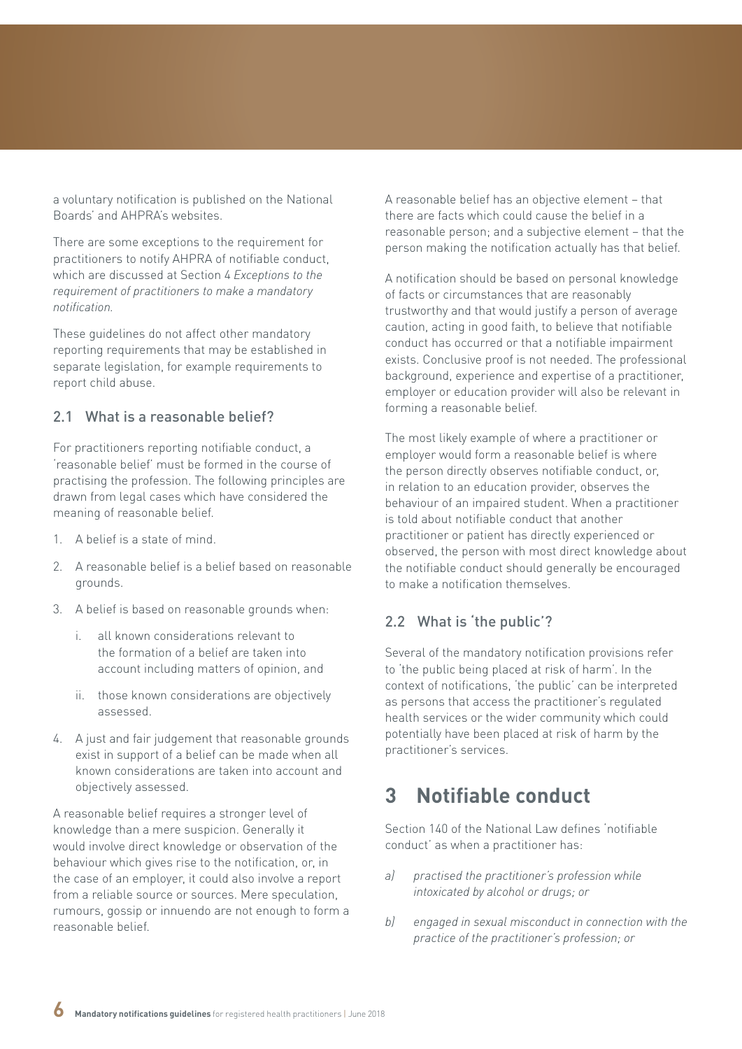a voluntary notification is published on the National Boards' and AHPRA's websites.

There are some exceptions to the requirement for practitioners to notify AHPRA of notifiable conduct, which are discussed at Section 4 *Exceptions to the requirement of practitioners to make a mandatory notification*.

These guidelines do not affect other mandatory reporting requirements that may be established in separate legislation, for example requirements to report child abuse.

### 2.1 What is a reasonable belief?

For practitioners reporting notifiable conduct, a 'reasonable belief' must be formed in the course of practising the profession. The following principles are drawn from legal cases which have considered the meaning of reasonable belief.

1. A belief is a state of mind.
2. A reasonable belief is a belief based on reasonable grounds.
3. A belief is based on reasonable grounds when:
   i. all known considerations relevant to the formation of a belief are taken into account including matters of opinion, and
   ii. those known considerations are objectively assessed.
4. A just and fair judgement that reasonable grounds exist in support of a belief can be made when all known considerations are taken into account and objectively assessed.

A reasonable belief requires a stronger level of knowledge than a mere suspicion. Generally it would involve direct knowledge or observation of the behaviour which gives rise to the notification, or, in the case of an employer, it could also involve a report from a reliable source or sources. Mere speculation, rumours, gossip or innuendo are not enough to form a reasonable belief.

A reasonable belief has an objective element – that there are facts which could cause the belief in a reasonable person; and a subjective element – that the person making the notification actually has that belief.

A notification should be based on personal knowledge of facts or circumstances that are reasonably trustworthy and that would justify a person of average caution, acting in good faith, to believe that notifiable conduct has occurred or that a notifiable impairment exists. Conclusive proof is not needed. The professional background, experience and expertise of a practitioner, employer or education provider will also be relevant in forming a reasonable belief.

The most likely example of where a practitioner or employer would form a reasonable belief is where the person directly observes notifiable conduct, or, in relation to an education provider, observes the behaviour of an impaired student. When a practitioner is told about notifiable conduct that another practitioner or patient has directly experienced or observed, the person with most direct knowledge about the notifiable conduct should generally be encouraged to make a notification themselves.

### 2.2 What is 'the public'?

Several of the mandatory notification provisions refer to 'the public being placed at risk of harm'. In the context of notifications, 'the public' can be interpreted as persons that access the practitioner's regulated health services or the wider community which could potentially have been placed at risk of harm by the practitioner's services.

## 3 Notifiable conduct

Section 140 of the National Law defines 'notifiable conduct' as when a practitioner has:

a) *practised the practitioner's profession while intoxicated by alcohol or drugs; or*

b) *engaged in sexual misconduct in connection with the practice of the practitioner's profession; or*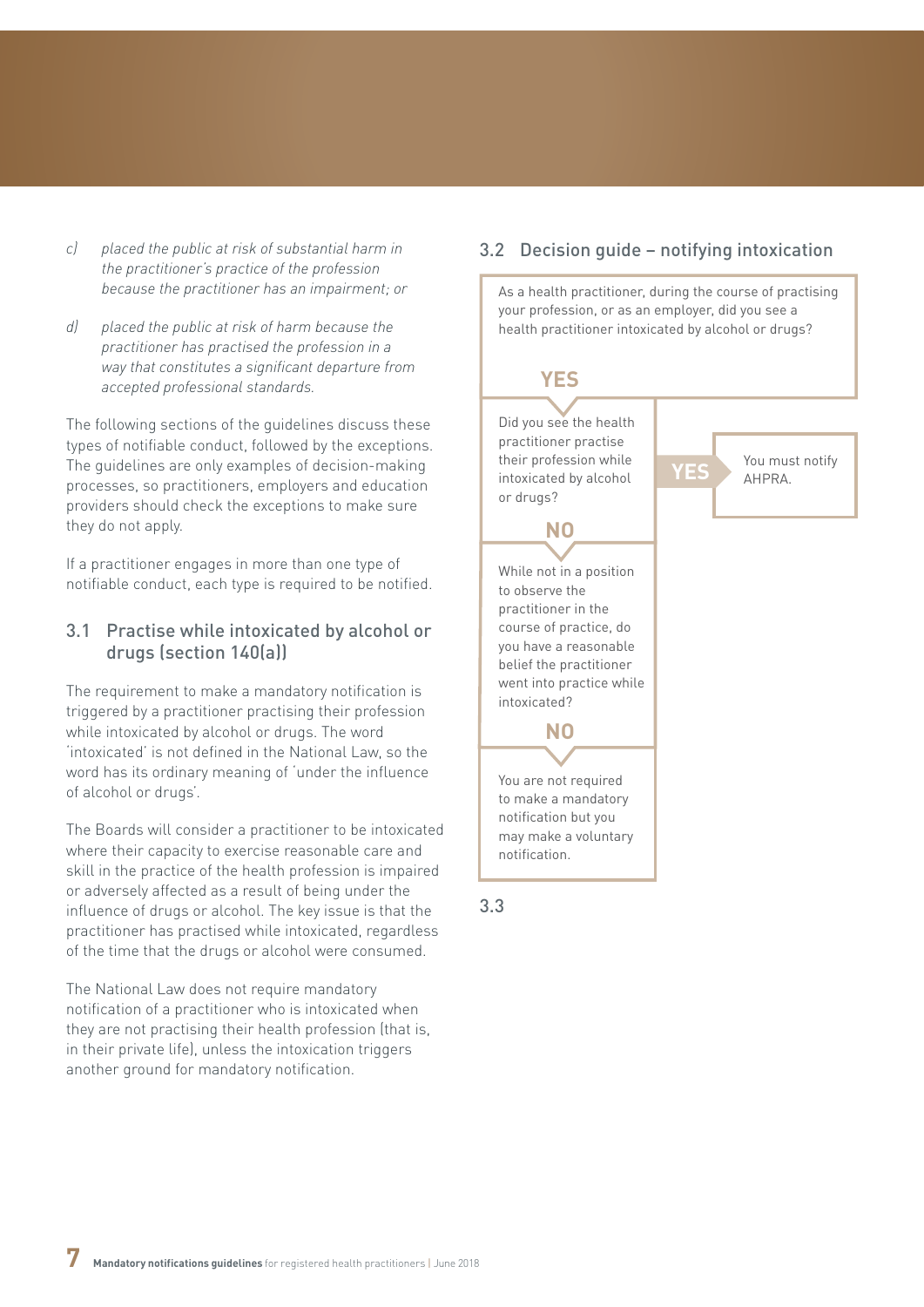c) *placed the public at risk of substantial harm in the practitioner's practice of the profession because the practitioner has an impairment; or*

d) *placed the public at risk of harm because the practitioner has practised the profession in a way that constitutes a significant departure from accepted professional standards.*

The following sections of the guidelines discuss these types of notifiable conduct, followed by the exceptions. The guidelines are only examples of decision-making processes, so practitioners, employers and education providers should check the exceptions to make sure they do not apply.

If a practitioner engages in more than one type of notifiable conduct, each type is required to be notified.

## 3.1 Practise while intoxicated by alcohol or drugs (section 140(a))

The requirement to make a mandatory notification is triggered by a practitioner practising their profession while intoxicated by alcohol or drugs. The word 'intoxicated' is not defined in the National Law, so the word has its ordinary meaning of 'under the influence of alcohol or drugs'.

The Boards will consider a practitioner to be intoxicated where their capacity to exercise reasonable care and skill in the practice of the health profession is impaired or adversely affected as a result of being under the influence of drugs or alcohol. The key issue is that the practitioner has practised while intoxicated, regardless of the time that the drugs or alcohol were consumed.

The National Law does not require mandatory notification of a practitioner who is intoxicated when they are not practising their health profession (that is, in their private life), unless the intoxication triggers another ground for mandatory notification.

## 3.2 Decision guide – notifying intoxication

As a health practitioner, during the course of practising your profession, or as an employer, did you see a health practitioner intoxicated by alcohol or drugs?

**YES**

Did you see the health practitioner practise their profession while intoxicated by alcohol or drugs?

- **YES** → You must notify AHPRA.

**NO**

While not in a position to observe the practitioner in the course of practice, do you have a reasonable belief the practitioner went into practice while intoxicated?

**NO**

You are not required to make a mandatory notification but you may make a voluntary notification.

## 3.3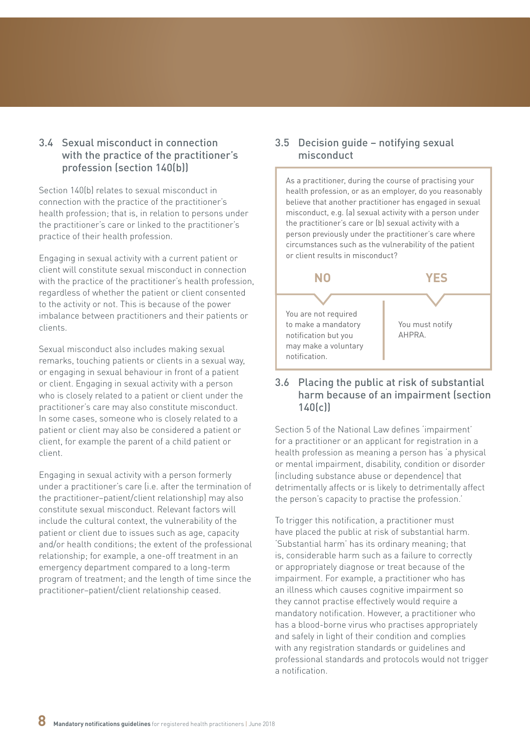### 3.4 Sexual misconduct in connection with the practice of the practitioner's profession (section 140(b))

Section 140(b) relates to sexual misconduct in connection with the practice of the practitioner's health profession; that is, in relation to persons under the practitioner's care or linked to the practitioner's practice of their health profession.

Engaging in sexual activity with a current patient or client will constitute sexual misconduct in connection with the practice of the practitioner's health profession, regardless of whether the patient or client consented to the activity or not. This is because of the power imbalance between practitioners and their patients or clients.

Sexual misconduct also includes making sexual remarks, touching patients or clients in a sexual way, or engaging in sexual behaviour in front of a patient or client. Engaging in sexual activity with a person who is closely related to a patient or client under the practitioner's care may also constitute misconduct. In some cases, someone who is closely related to a patient or client may also be considered a patient or client, for example the parent of a child patient or client.

Engaging in sexual activity with a person formerly under a practitioner's care (i.e. after the termination of the practitioner–patient/client relationship) may also constitute sexual misconduct. Relevant factors will include the cultural context, the vulnerability of the patient or client due to issues such as age, capacity and/or health conditions; the extent of the professional relationship; for example, a one-off treatment in an emergency department compared to a long-term program of treatment; and the length of time since the practitioner–patient/client relationship ceased.

### 3.5 Decision guide – notifying sexual misconduct

As a practitioner, during the course of practising your health profession, or as an employer, do you reasonably believe that another practitioner has engaged in sexual misconduct, e.g. (a) sexual activity with a person under the practitioner's care or (b) sexual activity with a person previously under the practitioner's care where circumstances such as the vulnerability of the patient or client results in misconduct?

| NO | YES |
| --- | --- |
| You are not required to make a mandatory notification but you may make a voluntary notification. | You must notify AHPRA. |

### 3.6 Placing the public at risk of substantial harm because of an impairment (section 140(c))

Section 5 of the National Law defines 'impairment' for a practitioner or an applicant for registration in a health profession as meaning a person has 'a physical or mental impairment, disability, condition or disorder (including substance abuse or dependence) that detrimentally affects or is likely to detrimentally affect the person's capacity to practise the profession.'

To trigger this notification, a practitioner must have placed the public at risk of substantial harm. 'Substantial harm' has its ordinary meaning; that is, considerable harm such as a failure to correctly or appropriately diagnose or treat because of the impairment. For example, a practitioner who has an illness which causes cognitive impairment so they cannot practise effectively would require a mandatory notification. However, a practitioner who has a blood-borne virus who practises appropriately and safely in light of their condition and complies with any registration standards or guidelines and professional standards and protocols would not trigger a notification.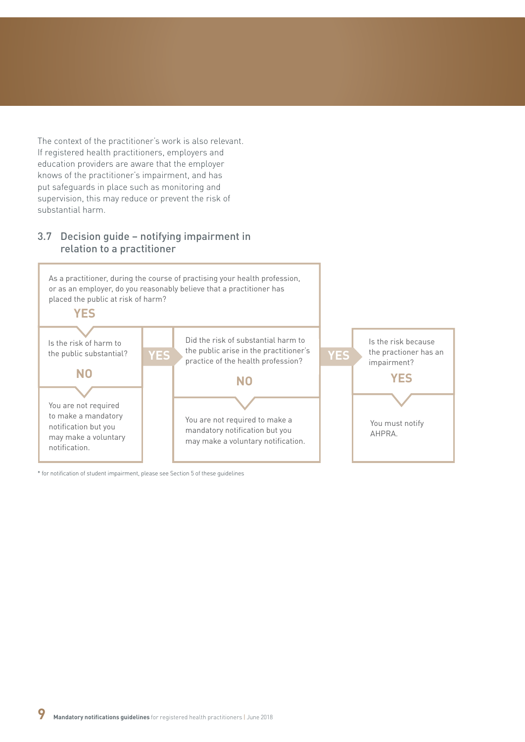The context of the practitioner's work is also relevant. If registered health practitioners, employers and education providers are aware that the employer knows of the practitioner's impairment, and has put safeguards in place such as monitoring and supervision, this may reduce or prevent the risk of substantial harm.

### 3.7 Decision guide – notifying impairment in relation to a practitioner

As a practitioner, during the course of practising your health profession, or as an employer, do you reasonably believe that a practitioner has placed the public at risk of harm?

**YES**

Is the risk of harm to the public substantial?

- **NO** → You are not required to make a mandatory notification but you may make a voluntary notification.
- **YES** → Did the risk of substantial harm to the public arise in the practitioner's practice of the health profession?
  - **NO** → You are not required to make a mandatory notification but you may make a voluntary notification.
  - **YES** → Is the risk because the practioner has an impairment?
    - **YES** → You must notify AHPRA.

* for notification of student impairment, please see Section 5 of these guidelines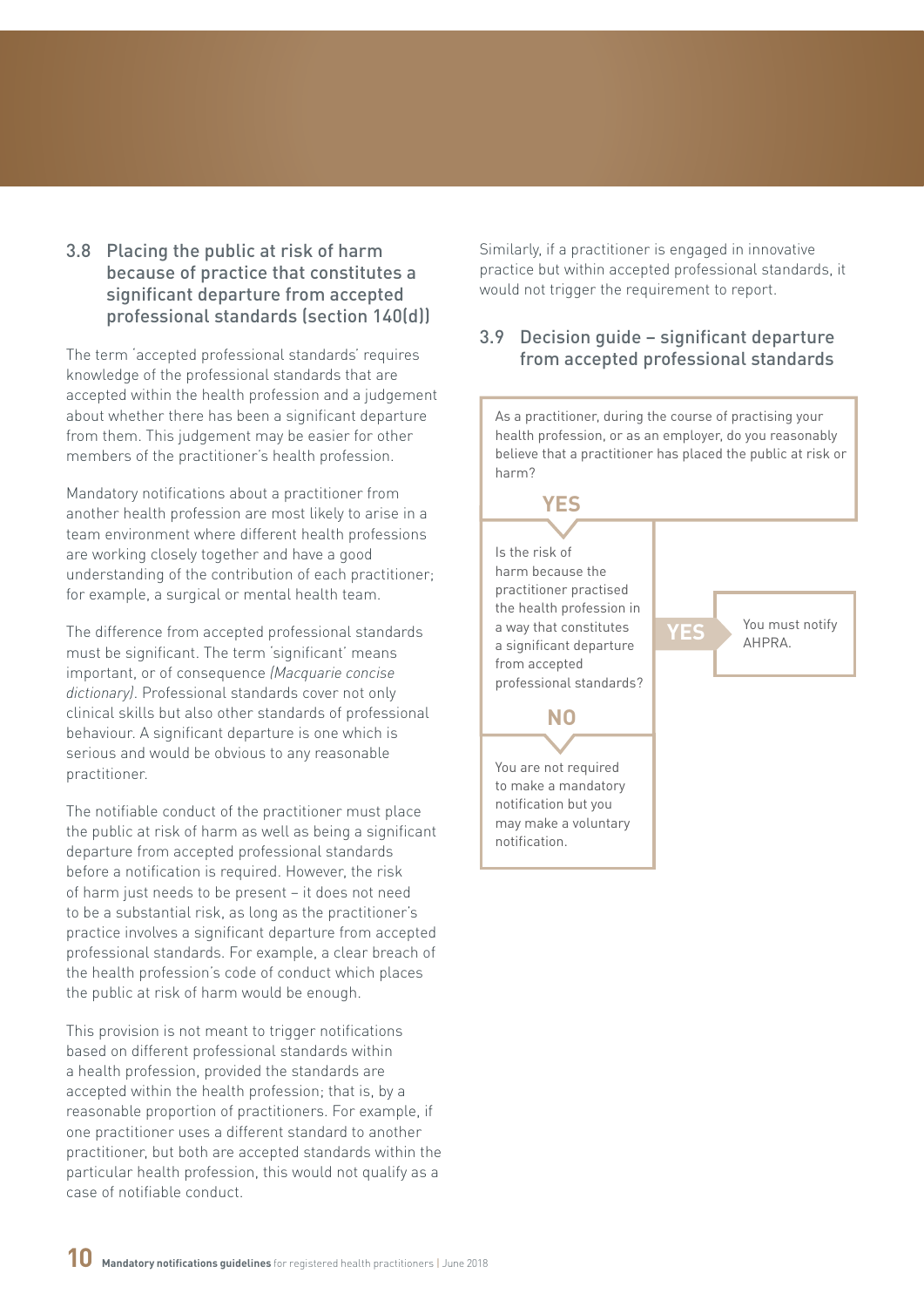### 3.8 Placing the public at risk of harm because of practice that constitutes a significant departure from accepted professional standards (section 140(d))

The term 'accepted professional standards' requires knowledge of the professional standards that are accepted within the health profession and a judgement about whether there has been a significant departure from them. This judgement may be easier for other members of the practitioner's health profession.

Mandatory notifications about a practitioner from another health profession are most likely to arise in a team environment where different health professions are working closely together and have a good understanding of the contribution of each practitioner; for example, a surgical or mental health team.

The difference from accepted professional standards must be significant. The term 'significant' means important, or of consequence *(Macquarie concise dictionary)*. Professional standards cover not only clinical skills but also other standards of professional behaviour. A significant departure is one which is serious and would be obvious to any reasonable practitioner.

The notifiable conduct of the practitioner must place the public at risk of harm as well as being a significant departure from accepted professional standards before a notification is required. However, the risk of harm just needs to be present – it does not need to be a substantial risk, as long as the practitioner's practice involves a significant departure from accepted professional standards. For example, a clear breach of the health profession's code of conduct which places the public at risk of harm would be enough.

This provision is not meant to trigger notifications based on different professional standards within a health profession, provided the standards are accepted within the health profession; that is, by a reasonable proportion of practitioners. For example, if one practitioner uses a different standard to another practitioner, but both are accepted standards within the particular health profession, this would not qualify as a case of notifiable conduct.

Similarly, if a practitioner is engaged in innovative practice but within accepted professional standards, it would not trigger the requirement to report.

### 3.9 Decision guide – significant departure from accepted professional standards

As a practitioner, during the course of practising your health profession, or as an employer, do you reasonably believe that a practitioner has placed the public at risk or harm?

**YES**

Is the risk of harm because the practitioner practised the health profession in a way that constitutes a significant departure from accepted professional standards?

- **YES** → You must notify AHPRA.
- **NO** → You are not required to make a mandatory notification but you may make a voluntary notification.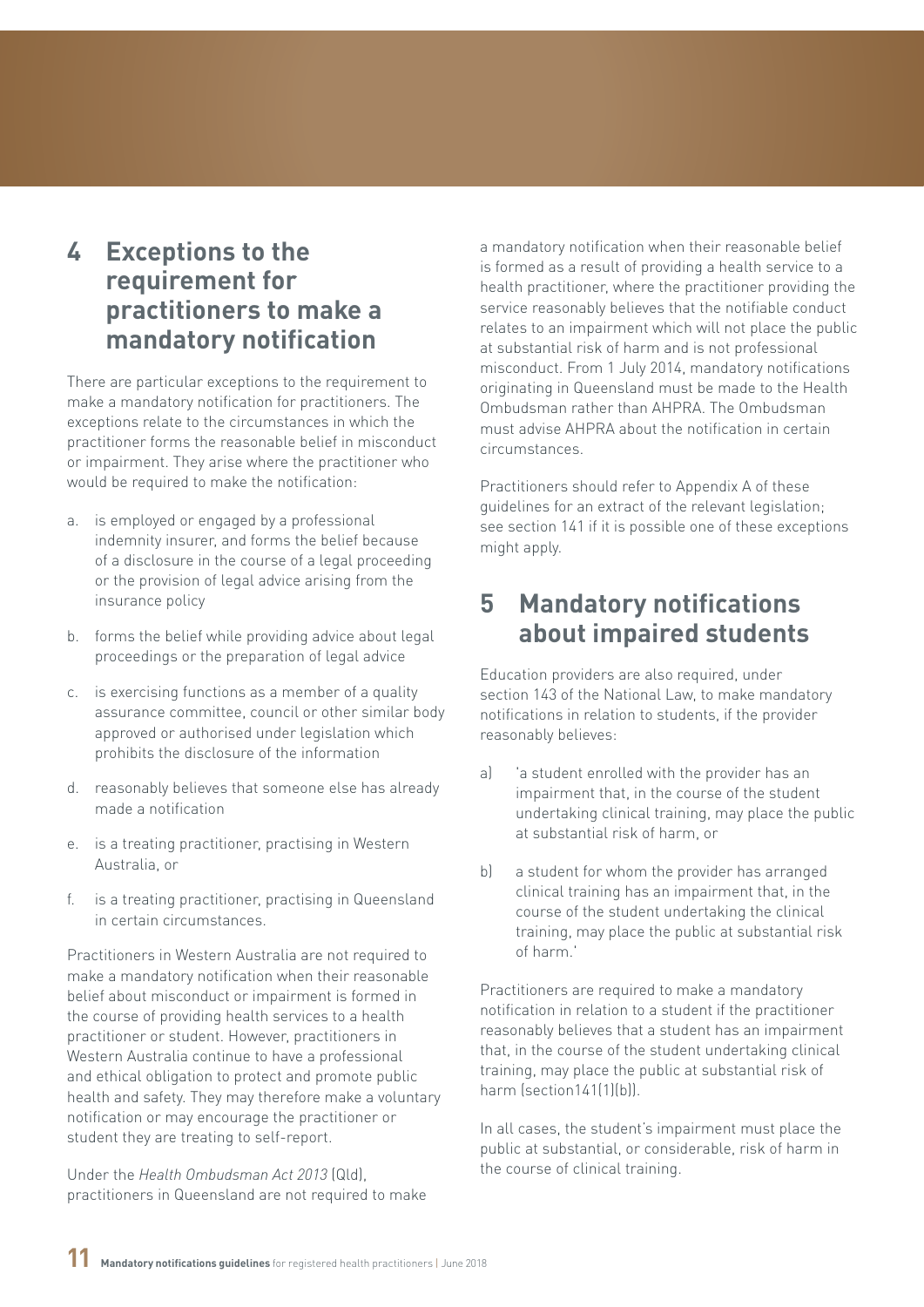## 4 Exceptions to the requirement for practitioners to make a mandatory notification

There are particular exceptions to the requirement to make a mandatory notification for practitioners. The exceptions relate to the circumstances in which the practitioner forms the reasonable belief in misconduct or impairment. They arise where the practitioner who would be required to make the notification:

a. is employed or engaged by a professional indemnity insurer, and forms the belief because of a disclosure in the course of a legal proceeding or the provision of legal advice arising from the insurance policy
b. forms the belief while providing advice about legal proceedings or the preparation of legal advice
c. is exercising functions as a member of a quality assurance committee, council or other similar body approved or authorised under legislation which prohibits the disclosure of the information
d. reasonably believes that someone else has already made a notification
e. is a treating practitioner, practising in Western Australia, or
f. is a treating practitioner, practising in Queensland in certain circumstances.

Practitioners in Western Australia are not required to make a mandatory notification when their reasonable belief about misconduct or impairment is formed in the course of providing health services to a health practitioner or student. However, practitioners in Western Australia continue to have a professional and ethical obligation to protect and promote public health and safety. They may therefore make a voluntary notification or may encourage the practitioner or student they are treating to self-report.

Under the *Health Ombudsman Act 2013* (Qld), practitioners in Queensland are not required to make a mandatory notification when their reasonable belief is formed as a result of providing a health service to a health practitioner, where the practitioner providing the service reasonably believes that the notifiable conduct relates to an impairment which will not place the public at substantial risk of harm and is not professional misconduct. From 1 July 2014, mandatory notifications originating in Queensland must be made to the Health Ombudsman rather than AHPRA. The Ombudsman must advise AHPRA about the notification in certain circumstances.

Practitioners should refer to Appendix A of these guidelines for an extract of the relevant legislation; see section 141 if it is possible one of these exceptions might apply.

## 5 Mandatory notifications about impaired students

Education providers are also required, under section 143 of the National Law, to make mandatory notifications in relation to students, if the provider reasonably believes:

a) 'a student enrolled with the provider has an impairment that, in the course of the student undertaking clinical training, may place the public at substantial risk of harm, or
b) a student for whom the provider has arranged clinical training has an impairment that, in the course of the student undertaking the clinical training, may place the public at substantial risk of harm.'

Practitioners are required to make a mandatory notification in relation to a student if the practitioner reasonably believes that a student has an impairment that, in the course of the student undertaking clinical training, may place the public at substantial risk of harm (section141(1)(b)).

In all cases, the student's impairment must place the public at substantial, or considerable, risk of harm in the course of clinical training.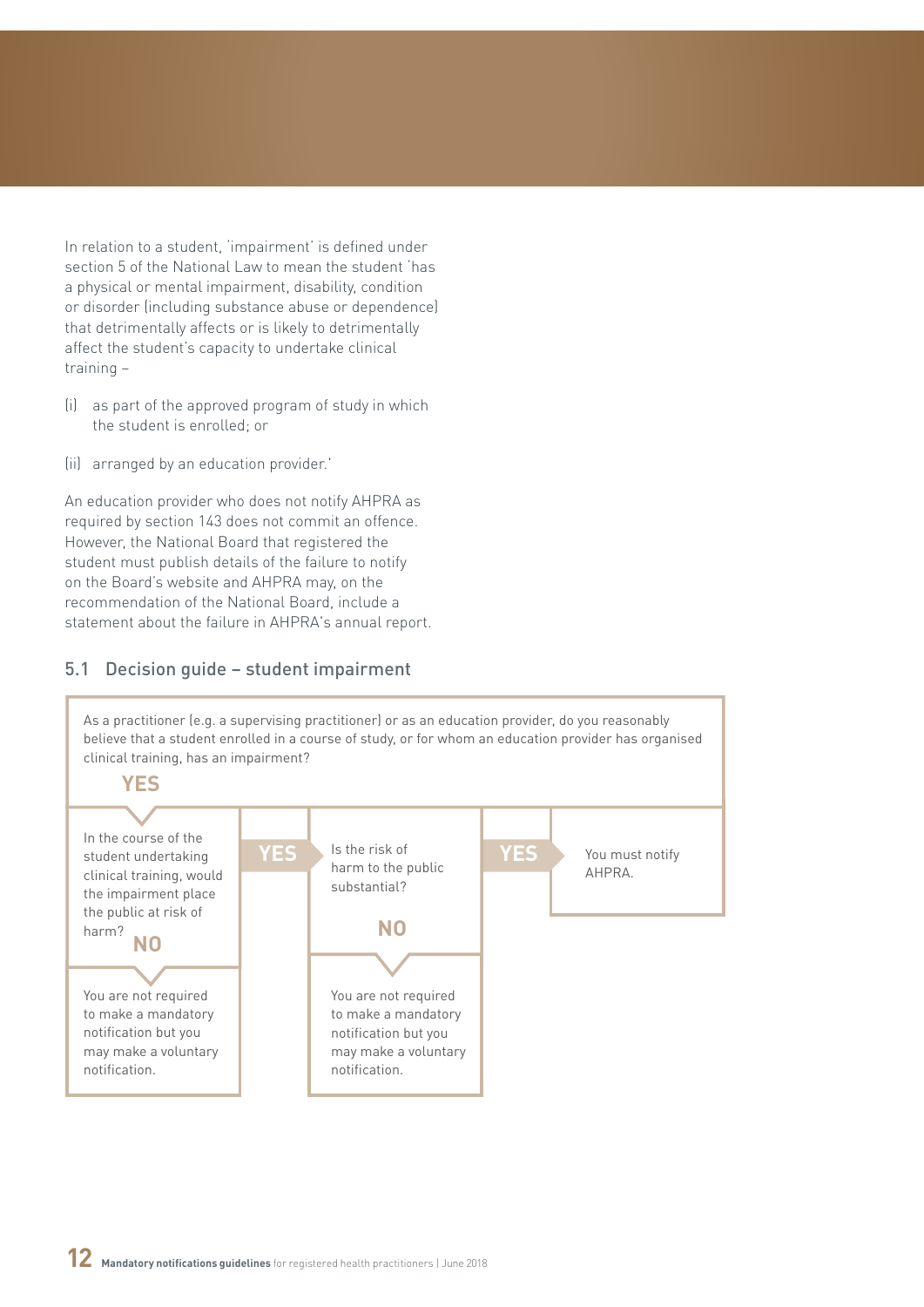In relation to a student, 'impairment' is defined under section 5 of the National Law to mean the student 'has a physical or mental impairment, disability, condition or disorder (including substance abuse or dependence) that detrimentally affects or is likely to detrimentally affect the student's capacity to undertake clinical training –

(i) as part of the approved program of study in which the student is enrolled; or

(ii) arranged by an education provider.'

An education provider who does not notify AHPRA as required by section 143 does not commit an offence. However, the National Board that registered the student must publish details of the failure to notify on the Board's website and AHPRA may, on the recommendation of the National Board, include a statement about the failure in AHPRA's annual report.

## 5.1 Decision guide – student impairment

As a practitioner (e.g. a supervising practitioner) or as an education provider, do you reasonably believe that a student enrolled in a course of study, or for whom an education provider has organised clinical training, has an impairment?

**YES** → In the course of the student undertaking clinical training, would the impairment place the public at risk of harm?

- **NO** → You are not required to make a mandatory notification but you may make a voluntary notification.
- **YES** → Is the risk of harm to the public substantial?
  - **NO** → You are not required to make a mandatory notification but you may make a voluntary notification.
  - **YES** → You must notify AHPRA.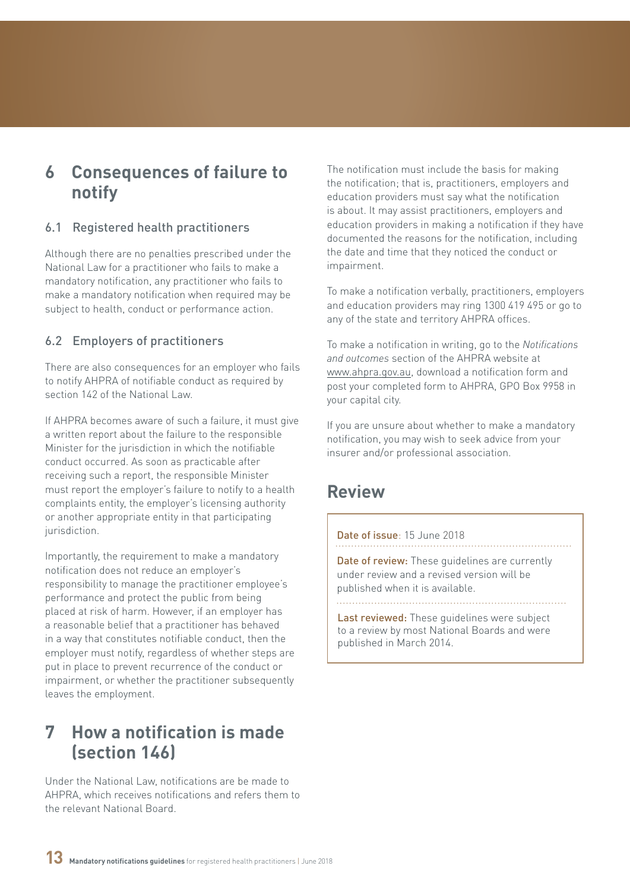## 6 Consequences of failure to notify

### 6.1 Registered health practitioners

Although there are no penalties prescribed under the National Law for a practitioner who fails to make a mandatory notification, any practitioner who fails to make a mandatory notification when required may be subject to health, conduct or performance action.

### 6.2 Employers of practitioners

There are also consequences for an employer who fails to notify AHPRA of notifiable conduct as required by section 142 of the National Law.

If AHPRA becomes aware of such a failure, it must give a written report about the failure to the responsible Minister for the jurisdiction in which the notifiable conduct occurred. As soon as practicable after receiving such a report, the responsible Minister must report the employer's failure to notify to a health complaints entity, the employer's licensing authority or another appropriate entity in that participating jurisdiction.

Importantly, the requirement to make a mandatory notification does not reduce an employer's responsibility to manage the practitioner employee's performance and protect the public from being placed at risk of harm. However, if an employer has a reasonable belief that a practitioner has behaved in a way that constitutes notifiable conduct, then the employer must notify, regardless of whether steps are put in place to prevent recurrence of the conduct or impairment, or whether the practitioner subsequently leaves the employment.

## 7 How a notification is made (section 146)

Under the National Law, notifications are be made to AHPRA, which receives notifications and refers them to the relevant National Board.

The notification must include the basis for making the notification; that is, practitioners, employers and education providers must say what the notification is about. It may assist practitioners, employers and education providers in making a notification if they have documented the reasons for the notification, including the date and time that they noticed the conduct or impairment.

To make a notification verbally, practitioners, employers and education providers may ring 1300 419 495 or go to any of the state and territory AHPRA offices.

To make a notification in writing, go to the *Notifications and outcomes* section of the AHPRA website at www.ahpra.gov.au, download a notification form and post your completed form to AHPRA, GPO Box 9958 in your capital city.

If you are unsure about whether to make a mandatory notification, you may wish to seek advice from your insurer and/or professional association.

## Review

Date of issue: 15 June 2018

Date of review: These guidelines are currently under review and a revised version will be published when it is available.

Last reviewed: These guidelines were subject to a review by most National Boards and were published in March 2014.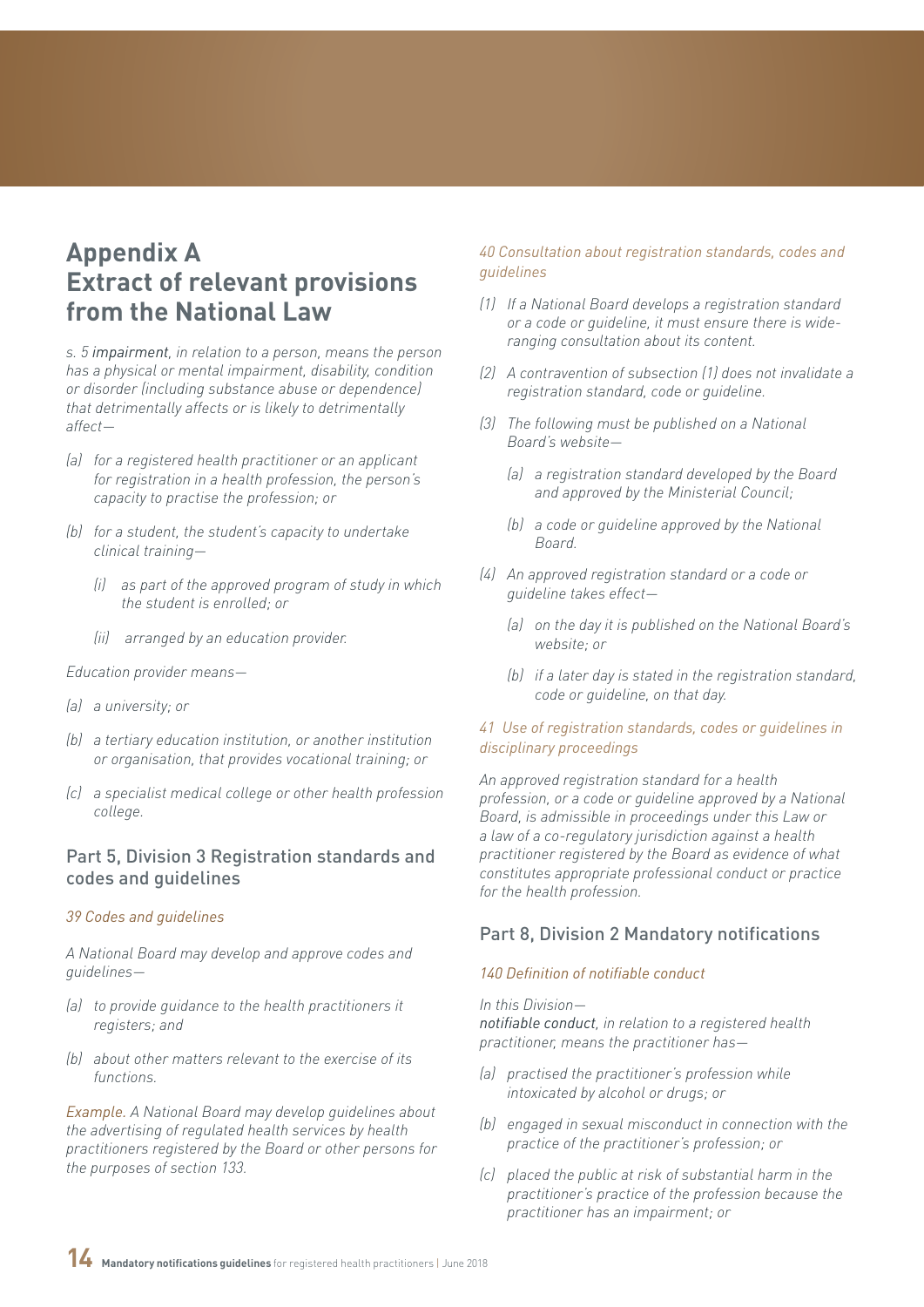# Appendix A
# Extract of relevant provisions from the National Law

*s. 5 impairment, in relation to a person, means the person has a physical or mental impairment, disability, condition or disorder (including substance abuse or dependence) that detrimentally affects or is likely to detrimentally affect—*

*(a) for a registered health practitioner or an applicant for registration in a health profession, the person's capacity to practise the profession; or*

*(b) for a student, the student's capacity to undertake clinical training—*

*(i) as part of the approved program of study in which the student is enrolled; or*

*(ii) arranged by an education provider.*

*Education provider means—*

*(a) a university; or*

*(b) a tertiary education institution, or another institution or organisation, that provides vocational training; or*

*(c) a specialist medical college or other health profession college.*

## Part 5, Division 3 Registration standards and codes and guidelines

*39 Codes and guidelines*

*A National Board may develop and approve codes and guidelines—*

*(a) to provide guidance to the health practitioners it registers; and*

*(b) about other matters relevant to the exercise of its functions.*

*Example. A National Board may develop guidelines about the advertising of regulated health services by health practitioners registered by the Board or other persons for the purposes of section 133.*

*40 Consultation about registration standards, codes and guidelines*

*(1) If a National Board develops a registration standard or a code or guideline, it must ensure there is wide-ranging consultation about its content.*

*(2) A contravention of subsection (1) does not invalidate a registration standard, code or guideline.*

*(3) The following must be published on a National Board's website—*

*(a) a registration standard developed by the Board and approved by the Ministerial Council;*

*(b) a code or guideline approved by the National Board.*

*(4) An approved registration standard or a code or guideline takes effect—*

*(a) on the day it is published on the National Board's website; or*

*(b) if a later day is stated in the registration standard, code or guideline, on that day.*

*41 Use of registration standards, codes or guidelines in disciplinary proceedings*

*An approved registration standard for a health profession, or a code or guideline approved by a National Board, is admissible in proceedings under this Law or a law of a co-regulatory jurisdiction against a health practitioner registered by the Board as evidence of what constitutes appropriate professional conduct or practice for the health profession.*

## Part 8, Division 2 Mandatory notifications

*140 Definition of notifiable conduct*

*In this Division—*
*notifiable conduct, in relation to a registered health practitioner, means the practitioner has—*

*(a) practised the practitioner's profession while intoxicated by alcohol or drugs; or*

*(b) engaged in sexual misconduct in connection with the practice of the practitioner's profession; or*

*(c) placed the public at risk of substantial harm in the practitioner's practice of the profession because the practitioner has an impairment; or*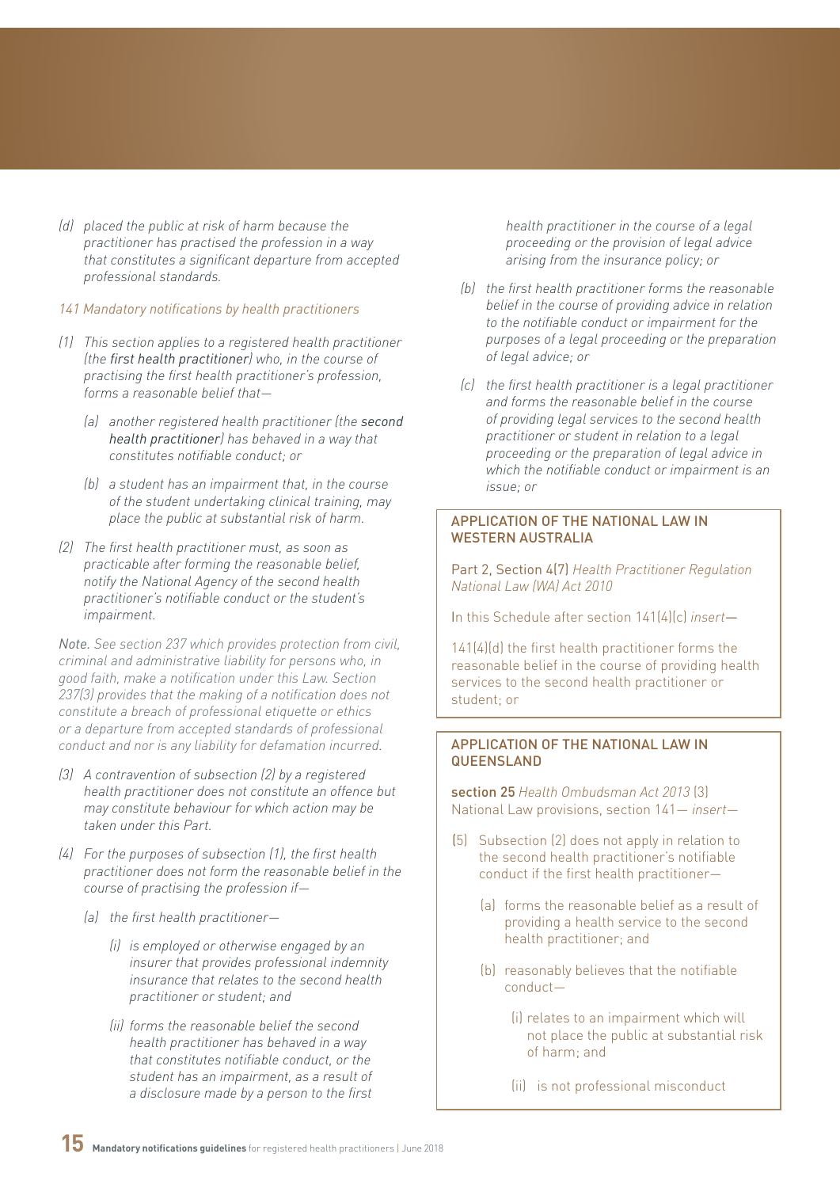*(d) placed the public at risk of harm because the practitioner has practised the profession in a way that constitutes a significant departure from accepted professional standards.*

*141 Mandatory notifications by health practitioners*

*(1) This section applies to a registered health practitioner (the* first health practitioner*) who, in the course of practising the first health practitioner's profession, forms a reasonable belief that—*

*(a) another registered health practitioner (the* second health practitioner*) has behaved in a way that constitutes notifiable conduct; or*

*(b) a student has an impairment that, in the course of the student undertaking clinical training, may place the public at substantial risk of harm.*

*(2) The first health practitioner must, as soon as practicable after forming the reasonable belief, notify the National Agency of the second health practitioner's notifiable conduct or the student's impairment.*

*Note. See section 237 which provides protection from civil, criminal and administrative liability for persons who, in good faith, make a notification under this Law. Section 237(3) provides that the making of a notification does not constitute a breach of professional etiquette or ethics or a departure from accepted standards of professional conduct and nor is any liability for defamation incurred.*

*(3) A contravention of subsection (2) by a registered health practitioner does not constitute an offence but may constitute behaviour for which action may be taken under this Part.*

*(4) For the purposes of subsection (1), the first health practitioner does not form the reasonable belief in the course of practising the profession if—*

*(a) the first health practitioner—*

*(i) is employed or otherwise engaged by an insurer that provides professional indemnity insurance that relates to the second health practitioner or student; and*

*(ii) forms the reasonable belief the second health practitioner has behaved in a way that constitutes notifiable conduct, or the student has an impairment, as a result of a disclosure made by a person to the first health practitioner in the course of a legal proceeding or the provision of legal advice arising from the insurance policy; or*

*(b) the first health practitioner forms the reasonable belief in the course of providing advice in relation to the notifiable conduct or impairment for the purposes of a legal proceeding or the preparation of legal advice; or*

*(c) the first health practitioner is a legal practitioner and forms the reasonable belief in the course of providing legal services to the second health practitioner or student in relation to a legal proceeding or the preparation of legal advice in which the notifiable conduct or impairment is an issue; or*

### APPLICATION OF THE NATIONAL LAW IN WESTERN AUSTRALIA

Part 2, Section 4(7) *Health Practitioner Regulation National Law (WA) Act 2010*

In this Schedule after section 141(4)(c) *insert*—

141(4)(d) the first health practitioner forms the reasonable belief in the course of providing health services to the second health practitioner or student; or

### APPLICATION OF THE NATIONAL LAW IN QUEENSLAND

**section 25** *Health Ombudsman Act 2013* (3) National Law provisions, section 141— *insert*—

(5) Subsection (2) does not apply in relation to the second health practitioner's notifiable conduct if the first health practitioner—

(a) forms the reasonable belief as a result of providing a health service to the second health practitioner; and

(b) reasonably believes that the notifiable conduct—

(i) relates to an impairment which will not place the public at substantial risk of harm; and

(ii) is not professional misconduct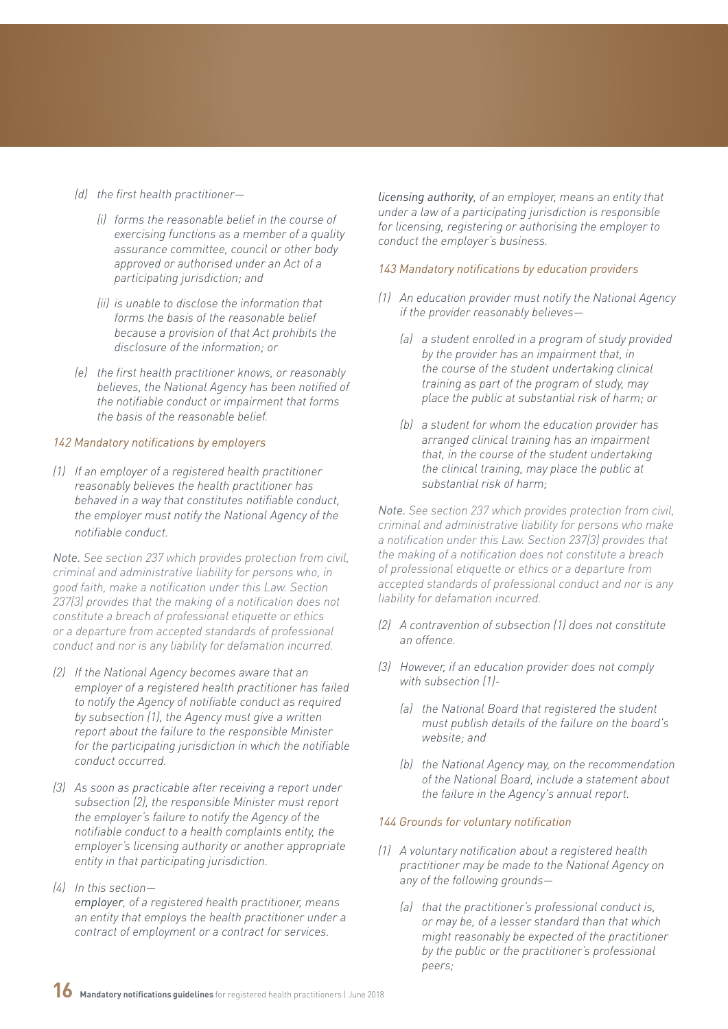*(d) the first health practitioner—*

*(i) forms the reasonable belief in the course of exercising functions as a member of a quality assurance committee, council or other body approved or authorised under an Act of a participating jurisdiction; and*

*(ii) is unable to disclose the information that forms the basis of the reasonable belief because a provision of that Act prohibits the disclosure of the information; or*

*(e) the first health practitioner knows, or reasonably believes, the National Agency has been notified of the notifiable conduct or impairment that forms the basis of the reasonable belief.*

*142 Mandatory notifications by employers*

*(1) If an employer of a registered health practitioner reasonably believes the health practitioner has behaved in a way that constitutes notifiable conduct, the employer must notify the National Agency of the notifiable conduct.*

*Note. See section 237 which provides protection from civil, criminal and administrative liability for persons who, in good faith, make a notification under this Law. Section 237(3) provides that the making of a notification does not constitute a breach of professional etiquette or ethics or a departure from accepted standards of professional conduct and nor is any liability for defamation incurred.*

*(2) If the National Agency becomes aware that an employer of a registered health practitioner has failed to notify the Agency of notifiable conduct as required by subsection (1), the Agency must give a written report about the failure to the responsible Minister for the participating jurisdiction in which the notifiable conduct occurred.*

*(3) As soon as practicable after receiving a report under subsection (2), the responsible Minister must report the employer's failure to notify the Agency of the notifiable conduct to a health complaints entity, the employer's licensing authority or another appropriate entity in that participating jurisdiction.*

*(4) In this section—*

*employer, of a registered health practitioner, means an entity that employs the health practitioner under a contract of employment or a contract for services.*

*licensing authority, of an employer, means an entity that under a law of a participating jurisdiction is responsible for licensing, registering or authorising the employer to conduct the employer's business.*

*143 Mandatory notifications by education providers*

*(1) An education provider must notify the National Agency if the provider reasonably believes—*

*(a) a student enrolled in a program of study provided by the provider has an impairment that, in the course of the student undertaking clinical training as part of the program of study, may place the public at substantial risk of harm; or*

*(b) a student for whom the education provider has arranged clinical training has an impairment that, in the course of the student undertaking the clinical training, may place the public at substantial risk of harm;*

*Note. See section 237 which provides protection from civil, criminal and administrative liability for persons who make a notification under this Law. Section 237(3) provides that the making of a notification does not constitute a breach of professional etiquette or ethics or a departure from accepted standards of professional conduct and nor is any liability for defamation incurred.*

*(2) A contravention of subsection (1) does not constitute an offence.*

*(3) However, if an education provider does not comply with subsection (1)-*

*(a) the National Board that registered the student must publish details of the failure on the board's website; and*

*(b) the National Agency may, on the recommendation of the National Board, include a statement about the failure in the Agency's annual report.*

*144 Grounds for voluntary notification*

*(1) A voluntary notification about a registered health practitioner may be made to the National Agency on any of the following grounds—*

*(a) that the practitioner's professional conduct is, or may be, of a lesser standard than that which might reasonably be expected of the practitioner by the public or the practitioner's professional peers;*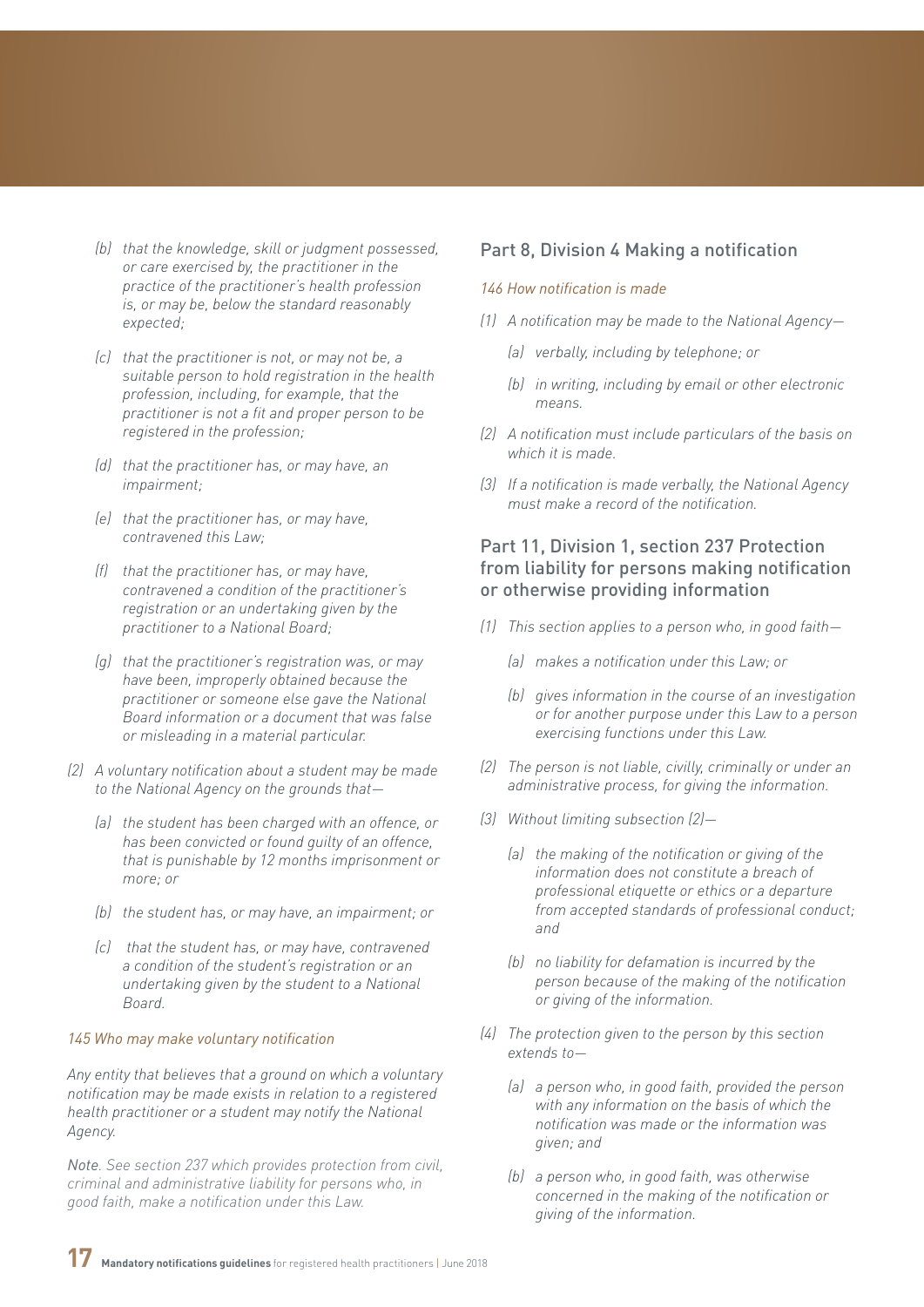*(b) that the knowledge, skill or judgment possessed, or care exercised by, the practitioner in the practice of the practitioner's health profession is, or may be, below the standard reasonably expected;*

*(c) that the practitioner is not, or may not be, a suitable person to hold registration in the health profession, including, for example, that the practitioner is not a fit and proper person to be registered in the profession;*

*(d) that the practitioner has, or may have, an impairment;*

*(e) that the practitioner has, or may have, contravened this Law;*

*(f) that the practitioner has, or may have, contravened a condition of the practitioner's registration or an undertaking given by the practitioner to a National Board;*

*(g) that the practitioner's registration was, or may have been, improperly obtained because the practitioner or someone else gave the National Board information or a document that was false or misleading in a material particular.*

*(2) A voluntary notification about a student may be made to the National Agency on the grounds that—*

*(a) the student has been charged with an offence, or has been convicted or found guilty of an offence, that is punishable by 12 months imprisonment or more; or*

*(b) the student has, or may have, an impairment; or*

*(c) that the student has, or may have, contravened a condition of the student's registration or an undertaking given by the student to a National Board.*

### *145 Who may make voluntary notification*

*Any entity that believes that a ground on which a voluntary notification may be made exists in relation to a registered health practitioner or a student may notify the National Agency.*

*Note. See section 237 which provides protection from civil, criminal and administrative liability for persons who, in good faith, make a notification under this Law.*

## Part 8, Division 4 Making a notification

### *146 How notification is made*

*(1) A notification may be made to the National Agency—*

*(a) verbally, including by telephone; or*

*(b) in writing, including by email or other electronic means.*

*(2) A notification must include particulars of the basis on which it is made.*

*(3) If a notification is made verbally, the National Agency must make a record of the notification.*

## Part 11, Division 1, section 237 Protection from liability for persons making notification or otherwise providing information

*(1) This section applies to a person who, in good faith—*

*(a) makes a notification under this Law; or*

*(b) gives information in the course of an investigation or for another purpose under this Law to a person exercising functions under this Law.*

*(2) The person is not liable, civilly, criminally or under an administrative process, for giving the information.*

*(3) Without limiting subsection (2)—*

*(a) the making of the notification or giving of the information does not constitute a breach of professional etiquette or ethics or a departure from accepted standards of professional conduct; and*

*(b) no liability for defamation is incurred by the person because of the making of the notification or giving of the information.*

*(4) The protection given to the person by this section extends to—*

*(a) a person who, in good faith, provided the person with any information on the basis of which the notification was made or the information was given; and*

*(b) a person who, in good faith, was otherwise concerned in the making of the notification or giving of the information.*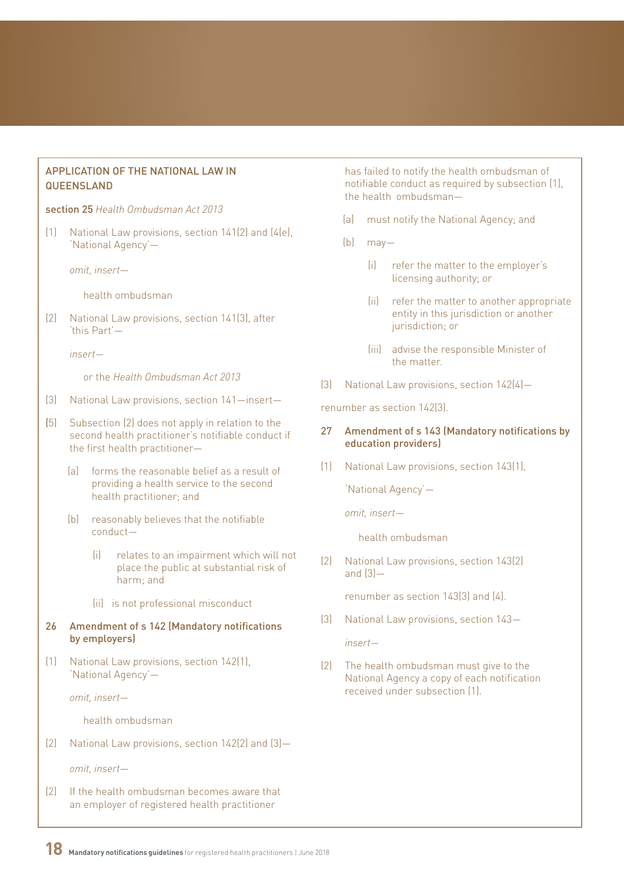APPLICATION OF THE NATIONAL LAW IN QUEENSLAND

section 25 *Health Ombudsman Act 2013*

(1) National Law provisions, section 141(2) and (4(e), 'National Agency'—

*omit, insert—*

health ombudsman

(2) National Law provisions, section 141(3), after 'this Part'—

*insert—*

or the *Health Ombudsman Act 2013*

(3) National Law provisions, section 141—insert—

(5) Subsection (2) does not apply in relation to the second health practitioner's notifiable conduct if the first health practitioner—

(a) forms the reasonable belief as a result of providing a health service to the second health practitioner; and

(b) reasonably believes that the notifiable conduct—

(i) relates to an impairment which will not place the public at substantial risk of harm; and

(ii) is not professional misconduct

**26 Amendment of s 142 (Mandatory notifications by employers)**

(1) National Law provisions, section 142(1), 'National Agency'—

*omit, insert—*

health ombudsman

(2) National Law provisions, section 142(2) and (3)—

*omit, insert—*

(2) If the health ombudsman becomes aware that an employer of registered health practitioner has failed to notify the health ombudsman of notifiable conduct as required by subsection (1), the health ombudsman—

(a) must notify the National Agency; and

(b) may—

(i) refer the matter to the employer's licensing authority; or

(ii) refer the matter to another appropriate entity in this jurisdiction or another jurisdiction; or

(iii) advise the responsible Minister of the matter.

(3) National Law provisions, section 142(4)—

renumber as section 142(3).

**27 Amendment of s 143 (Mandatory notifications by education providers)**

(1) National Law provisions, section 143(1),

'National Agency'—

*omit, insert—*

health ombudsman

(2) National Law provisions, section 143(2) and (3)—

renumber as section 143(3) and (4).

(3) National Law provisions, section 143—

*insert—*

(2) The health ombudsman must give to the National Agency a copy of each notification received under subsection (1).